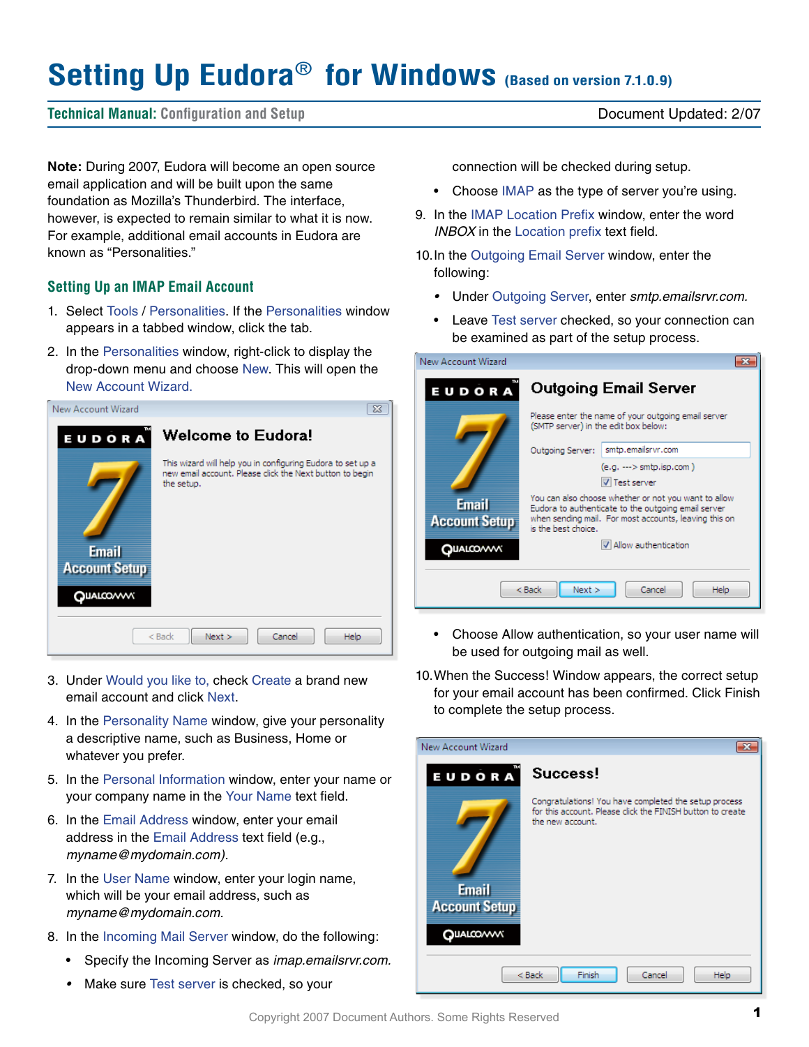# Setting Up Eudora® for Windows (Based on version 7.1.0.9)

**Technical Manual:** Configuration and Setup — Document Updated: 2/07

**Note:** During 2007, Eudora will become an open source email application and will be built upon the same foundation as Mozilla's Thunderbird. The interface, however, is expected to remain similar to what it is now. For example, additional email accounts in Eudora are known as "Personalities."

## Setting Up an IMAP Email Account

1. Select Tools / Personalities. If the Personalities window appears in a tabbed window, click the tab.
2. In the Personalities window, right-click to display the drop-down menu and choose New. This will open the New Account Wizard.
3. Under Would you like to, check Create a brand new email account and click Next.
4. In the Personality Name window, give your personality a descriptive name, such as Business, Home or whatever you prefer.
5. In the Personal Information window, enter your name or your company name in the Your Name text field.
6. In the Email Address window, enter your email address in the Email Address text field (e.g., *myname@mydomain.com).*
7. In the User Name window, enter your login name, which will be your email address, such as *myname@mydomain.com.*
8. In the Incoming Mail Server window, do the following:
   - Specify the Incoming Server as *imap.emailsrvr.com.*
   - Make sure Test server is checked, so your connection will be checked during setup.
   - Choose IMAP as the type of server you're using.
9. In the IMAP Location Prefix window, enter the word *INBOX* in the Location prefix text field.
10. In the Outgoing Email Server window, enter the following:
    - Under Outgoing Server, enter *smtp.emailsrvr.com.*
    - Leave Test server checked, so your connection can be examined as part of the setup process.
    - Choose Allow authentication, so your user name will be used for outgoing mail as well.
10. When the Success! Window appears, the correct setup for your email account has been confirmed. Click Finish to complete the setup process.

Copyright 2007 Document Authors. Some Rights Reserved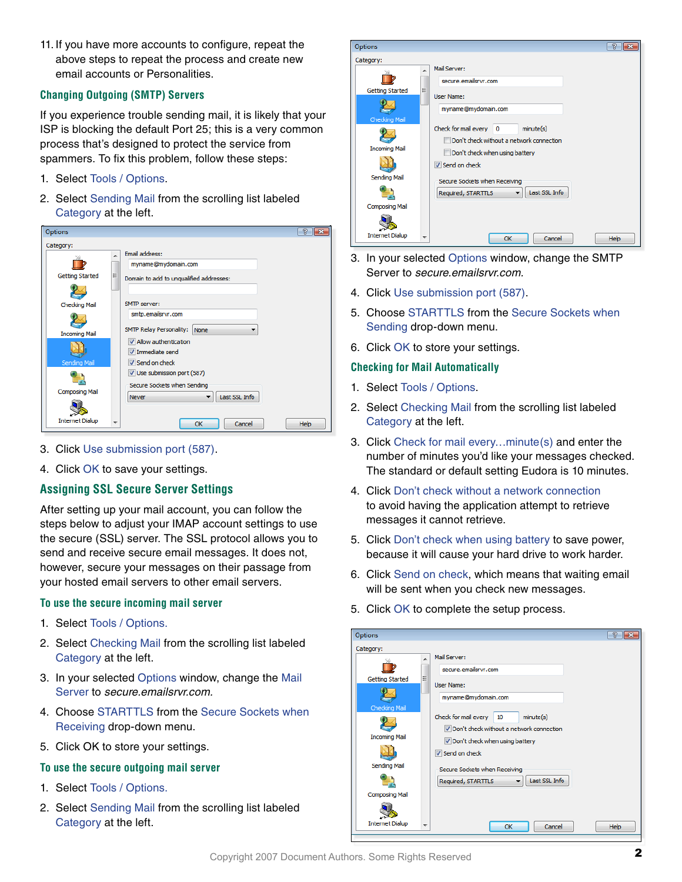11. If you have more accounts to configure, repeat the above steps to repeat the process and create new email accounts or Personalities.

### Changing Outgoing (SMTP) Servers

If you experience trouble sending mail, it is likely that your ISP is blocking the default Port 25; this is a very common process that's designed to protect the service from spammers. To fix this problem, follow these steps:

1. Select Tools / Options.
2. Select Sending Mail from the scrolling list labeled Category at the left.
3. Click Use submission port (587).
4. Click OK to save your settings.

### Assigning SSL Secure Server Settings

After setting up your mail account, you can follow the steps below to adjust your IMAP account settings to use the secure (SSL) server. The SSL protocol allows you to send and receive secure email messages. It does not, however, secure your messages on their passage from your hosted email servers to other email servers.

#### To use the secure incoming mail server

1. Select Tools / Options.
2. Select Checking Mail from the scrolling list labeled Category at the left.
3. In your selected Options window, change the Mail Server to *secure.emailsrvr.com.*
4. Choose STARTTLS from the Secure Sockets when Receiving drop-down menu.
5. Click OK to store your settings.

#### To use the secure outgoing mail server

1. Select Tools / Options.
2. Select Sending Mail from the scrolling list labeled Category at the left.
3. In your selected Options window, change the SMTP Server to *secure.emailsrvr.com.*
4. Click Use submission port (587).
5. Choose STARTTLS from the Secure Sockets when Sending drop-down menu.
6. Click OK to store your settings.

### Checking for Mail Automatically

1. Select Tools / Options.
2. Select Checking Mail from the scrolling list labeled Category at the left.
3. Click Check for mail every…minute(s) and enter the number of minutes you'd like your messages checked. The standard or default setting Eudora is 10 minutes.
4. Click Don't check without a network connection to avoid having the application attempt to retrieve messages it cannot retrieve.
5. Click Don't check when using battery to save power, because it will cause your hard drive to work harder.
6. Click Send on check, which means that waiting email will be sent when you check new messages.
5. Click OK to complete the setup process.

Copyright 2007 Document Authors. Some Rights Reserved